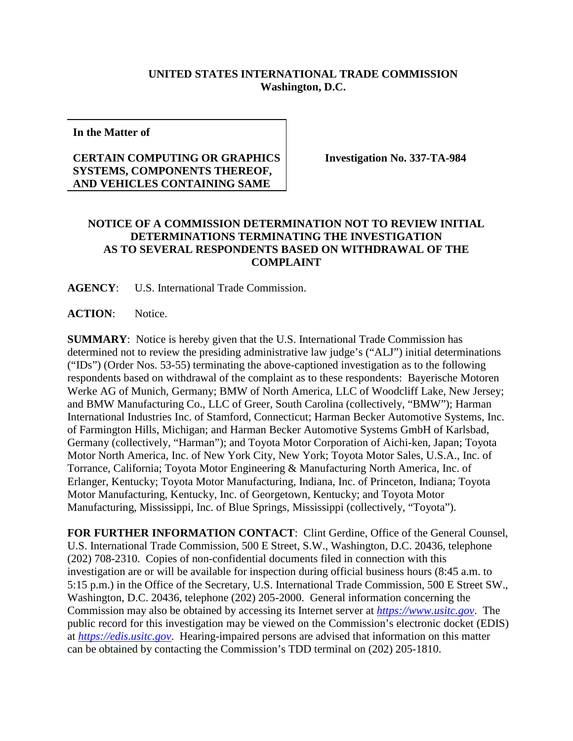**UNITED STATES INTERNATIONAL TRADE COMMISSION**
**Washington, D.C.**

| **In the Matter of** | |
|---|---|
| **CERTAIN COMPUTING OR GRAPHICS SYSTEMS, COMPONENTS THEREOF, AND VEHICLES CONTAINING SAME** | **Investigation No. 337-TA-984** |

## NOTICE OF A COMMISSION DETERMINATION NOT TO REVIEW INITIAL DETERMINATIONS TERMINATING THE INVESTIGATION AS TO SEVERAL RESPONDENTS BASED ON WITHDRAWAL OF THE COMPLAINT

**AGENCY**: U.S. International Trade Commission.

**ACTION**: Notice.

**SUMMARY**: Notice is hereby given that the U.S. International Trade Commission has determined not to review the presiding administrative law judge's ("ALJ") initial determinations ("IDs") (Order Nos. 53-55) terminating the above-captioned investigation as to the following respondents based on withdrawal of the complaint as to these respondents: Bayerische Motoren Werke AG of Munich, Germany; BMW of North America, LLC of Woodcliff Lake, New Jersey; and BMW Manufacturing Co., LLC of Greer, South Carolina (collectively, "BMW"); Harman International Industries Inc. of Stamford, Connecticut; Harman Becker Automotive Systems, Inc. of Farmington Hills, Michigan; and Harman Becker Automotive Systems GmbH of Karlsbad, Germany (collectively, "Harman"); and Toyota Motor Corporation of Aichi-ken, Japan; Toyota Motor North America, Inc. of New York City, New York; Toyota Motor Sales, U.S.A., Inc. of Torrance, California; Toyota Motor Engineering & Manufacturing North America, Inc. of Erlanger, Kentucky; Toyota Motor Manufacturing, Indiana, Inc. of Princeton, Indiana; Toyota Motor Manufacturing, Kentucky, Inc. of Georgetown, Kentucky; and Toyota Motor Manufacturing, Mississippi, Inc. of Blue Springs, Mississippi (collectively, "Toyota").

**FOR FURTHER INFORMATION CONTACT**: Clint Gerdine, Office of the General Counsel, U.S. International Trade Commission, 500 E Street, S.W., Washington, D.C. 20436, telephone (202) 708-2310. Copies of non-confidential documents filed in connection with this investigation are or will be available for inspection during official business hours (8:45 a.m. to 5:15 p.m.) in the Office of the Secretary, U.S. International Trade Commission, 500 E Street SW., Washington, D.C. 20436, telephone (202) 205-2000. General information concerning the Commission may also be obtained by accessing its Internet server at *https://www.usitc.gov*. The public record for this investigation may be viewed on the Commission's electronic docket (EDIS) at *https://edis.usitc.gov*. Hearing-impaired persons are advised that information on this matter can be obtained by contacting the Commission's TDD terminal on (202) 205-1810.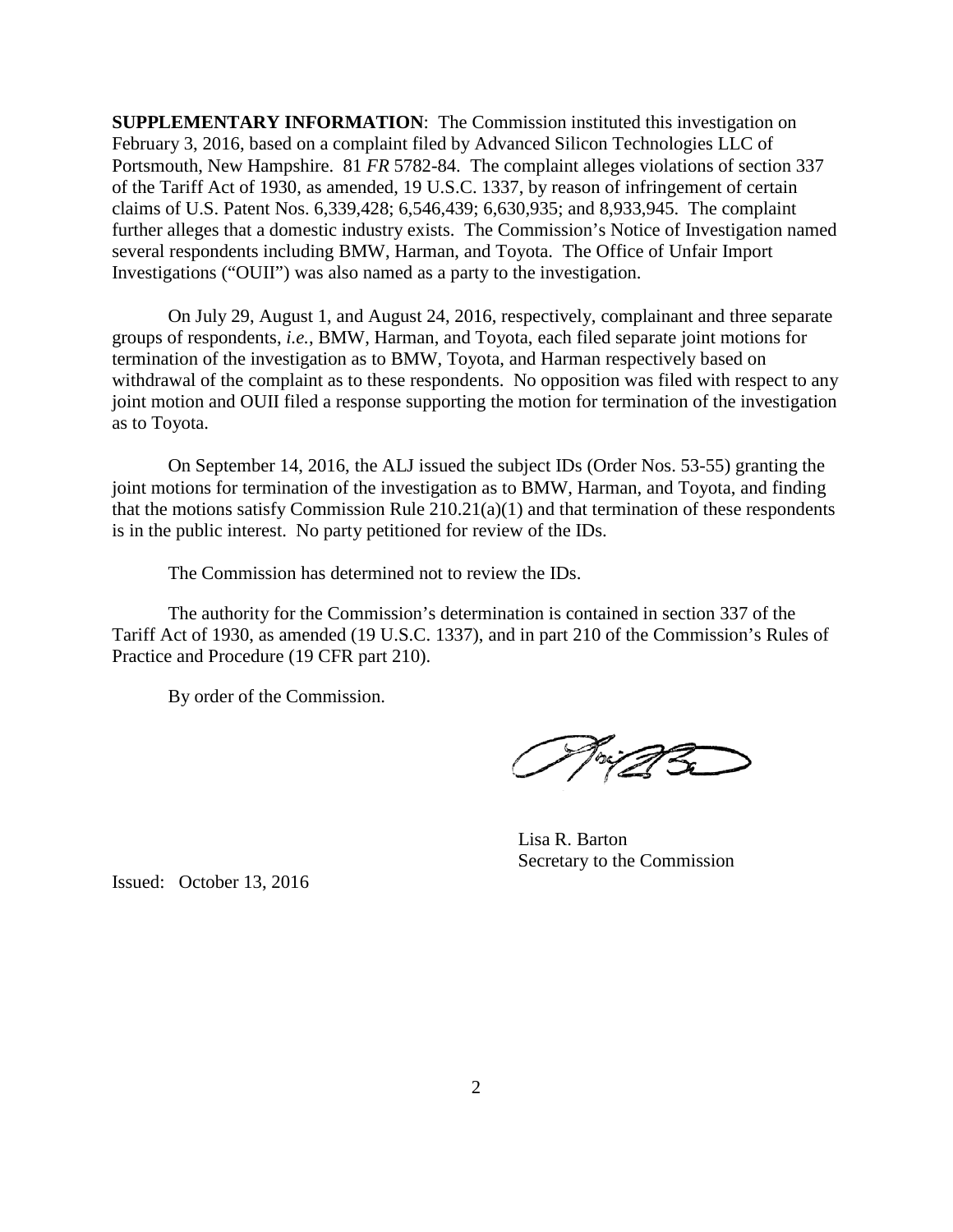**SUPPLEMENTARY INFORMATION**: The Commission instituted this investigation on February 3, 2016, based on a complaint filed by Advanced Silicon Technologies LLC of Portsmouth, New Hampshire. 81 *FR* 5782-84. The complaint alleges violations of section 337 of the Tariff Act of 1930, as amended, 19 U.S.C. 1337, by reason of infringement of certain claims of U.S. Patent Nos. 6,339,428; 6,546,439; 6,630,935; and 8,933,945. The complaint further alleges that a domestic industry exists. The Commission's Notice of Investigation named several respondents including BMW, Harman, and Toyota. The Office of Unfair Import Investigations ("OUII") was also named as a party to the investigation.

On July 29, August 1, and August 24, 2016, respectively, complainant and three separate groups of respondents, *i.e.*, BMW, Harman, and Toyota, each filed separate joint motions for termination of the investigation as to BMW, Toyota, and Harman respectively based on withdrawal of the complaint as to these respondents. No opposition was filed with respect to any joint motion and OUII filed a response supporting the motion for termination of the investigation as to Toyota.

On September 14, 2016, the ALJ issued the subject IDs (Order Nos. 53-55) granting the joint motions for termination of the investigation as to BMW, Harman, and Toyota, and finding that the motions satisfy Commission Rule 210.21(a)(1) and that termination of these respondents is in the public interest. No party petitioned for review of the IDs.

The Commission has determined not to review the IDs.

The authority for the Commission's determination is contained in section 337 of the Tariff Act of 1930, as amended (19 U.S.C. 1337), and in part 210 of the Commission's Rules of Practice and Procedure (19 CFR part 210).

By order of the Commission.

Lisa R. Barton
Secretary to the Commission

Issued: October 13, 2016